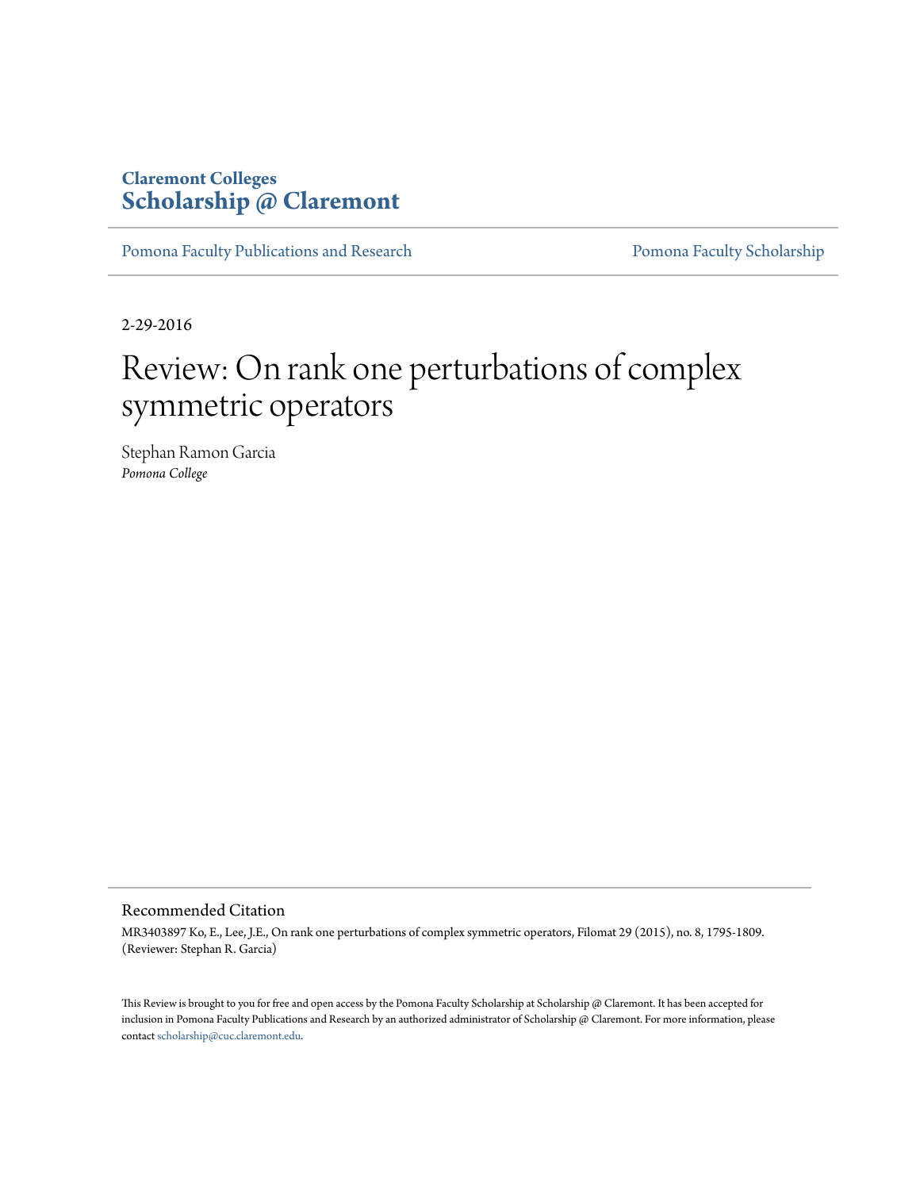Claremont Colleges
**Scholarship @ Claremont**

Pomona Faculty Publications and Research | Pomona Faculty Scholarship

2-29-2016

# Review: On rank one perturbations of complex symmetric operators

Stephan Ramon Garcia
*Pomona College*

## Recommended Citation

MR3403897 Ko, E., Lee, J.E., On rank one perturbations of complex symmetric operators, Filomat 29 (2015), no. 8, 1795-1809. (Reviewer: Stephan R. Garcia)

This Review is brought to you for free and open access by the Pomona Faculty Scholarship at Scholarship @ Claremont. It has been accepted for inclusion in Pomona Faculty Publications and Research by an authorized administrator of Scholarship @ Claremont. For more information, please contact scholarship@cuc.claremont.edu.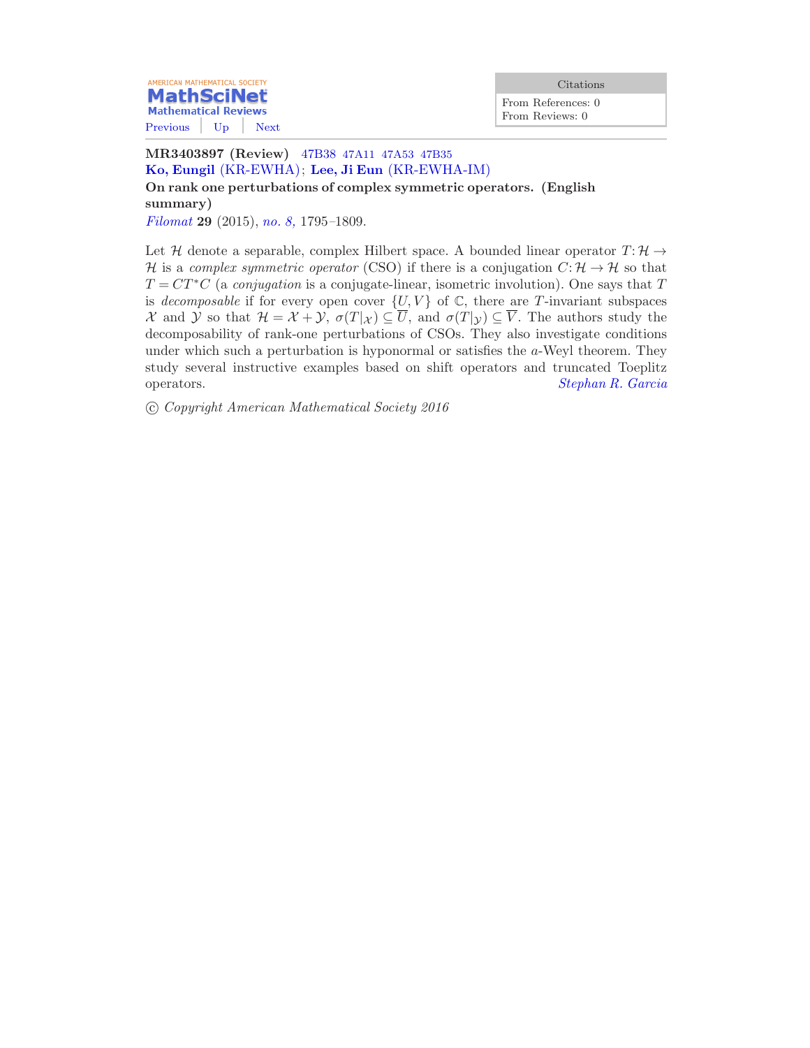AMERICAN MATHEMATICAL SOCIETY
**MathSciNet**
Mathematical Reviews

Previous | Up | Next

| Citations |
| --- |
| From References: 0 |
| From Reviews: 0 |

**MR3403897 (Review)** 47B38 47A11 47A53 47B35
**Ko, Eungil** (KR-EWHA); **Lee, Ji Eun** (KR-EWHA-IM)
**On rank one perturbations of complex symmetric operators. (English summary)**
*Filomat* **29** (2015), *no. 8,* 1795–1809.

Let $\mathcal{H}$ denote a separable, complex Hilbert space. A bounded linear operator $T\colon \mathcal{H} \to \mathcal{H}$ is a *complex symmetric operator* (CSO) if there is a conjugation $C\colon \mathcal{H} \to \mathcal{H}$ so that $T = CT^*C$ (a *conjugation* is a conjugate-linear, isometric involution). One says that $T$ is *decomposable* if for every open cover $\{U, V\}$ of $\mathbb{C}$, there are $T$-invariant subspaces $\mathcal{X}$ and $\mathcal{Y}$ so that $\mathcal{H} = \mathcal{X} + \mathcal{Y}$, $\sigma(T|_{\mathcal{X}}) \subseteq \overline{U}$, and $\sigma(T|_{\mathcal{Y}}) \subseteq \overline{V}$. The authors study the decomposability of rank-one perturbations of CSOs. They also investigate conditions under which such a perturbation is hyponormal or satisfies the $a$-Weyl theorem. They study several instructive examples based on shift operators and truncated Toeplitz operators. *Stephan R. Garcia*

© *Copyright American Mathematical Society 2016*